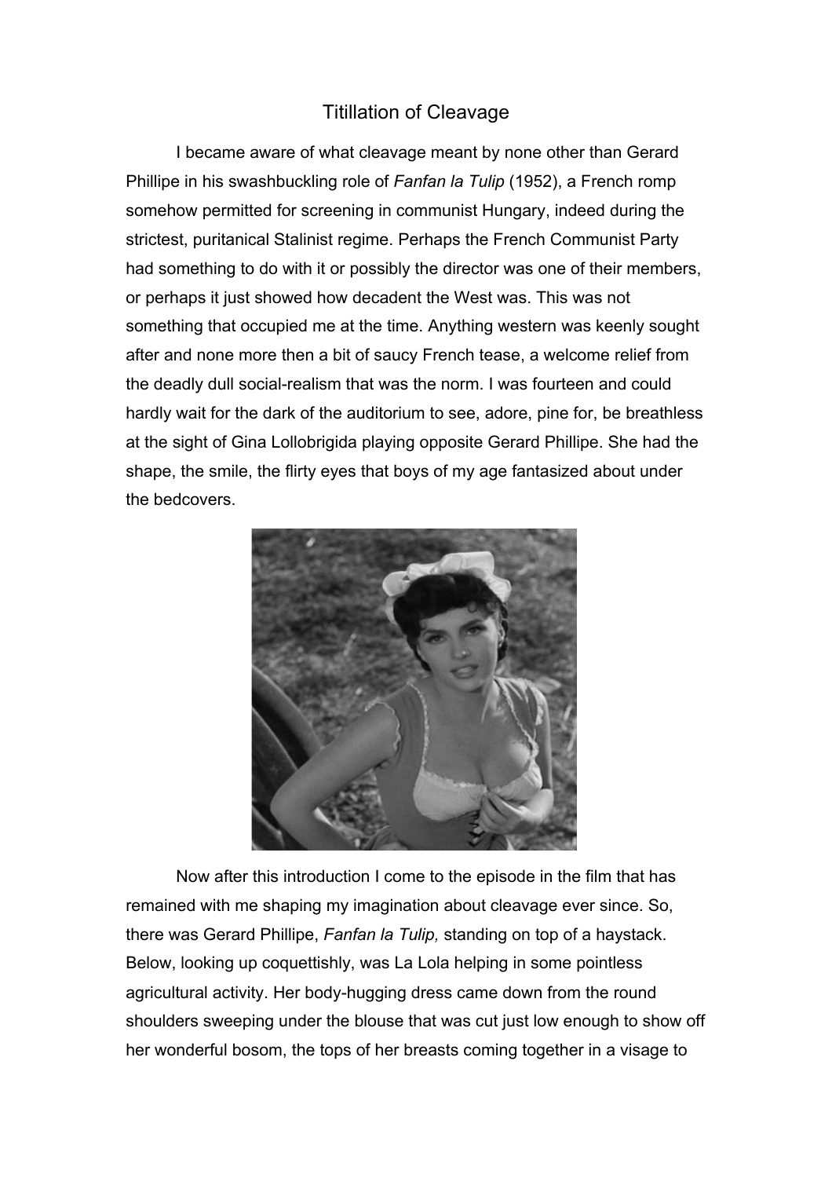# Titillation of Cleavage

I became aware of what cleavage meant by none other than Gerard Phillipe in his swashbuckling role of *Fanfan la Tulip* (1952), a French romp somehow permitted for screening in communist Hungary, indeed during the strictest, puritanical Stalinist regime. Perhaps the French Communist Party had something to do with it or possibly the director was one of their members, or perhaps it just showed how decadent the West was. This was not something that occupied me at the time. Anything western was keenly sought after and none more then a bit of saucy French tease, a welcome relief from the deadly dull social-realism that was the norm. I was fourteen and could hardly wait for the dark of the auditorium to see, adore, pine for, be breathless at the sight of Gina Lollobrigida playing opposite Gerard Phillipe. She had the shape, the smile, the flirty eyes that boys of my age fantasized about under the bedcovers.

Now after this introduction I come to the episode in the film that has remained with me shaping my imagination about cleavage ever since. So, there was Gerard Phillipe, *Fanfan la Tulip,* standing on top of a haystack. Below, looking up coquettishly, was La Lola helping in some pointless agricultural activity. Her body-hugging dress came down from the round shoulders sweeping under the blouse that was cut just low enough to show off her wonderful bosom, the tops of her breasts coming together in a visage to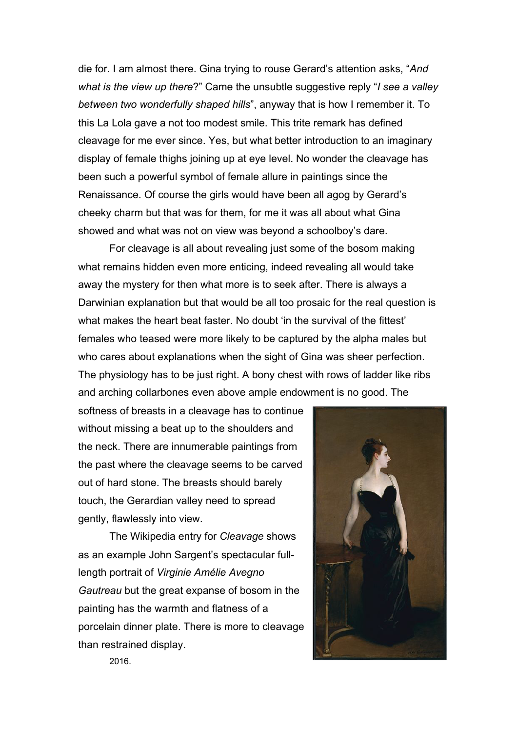die for. I am almost there. Gina trying to rouse Gerard's attention asks, "*And what is the view up there*?" Came the unsubtle suggestive reply "*I see a valley between two wonderfully shaped hills*", anyway that is how I remember it. To this La Lola gave a not too modest smile. This trite remark has defined cleavage for me ever since. Yes, but what better introduction to an imaginary display of female thighs joining up at eye level. No wonder the cleavage has been such a powerful symbol of female allure in paintings since the Renaissance. Of course the girls would have been all agog by Gerard's cheeky charm but that was for them, for me it was all about what Gina showed and what was not on view was beyond a schoolboy's dare.

For cleavage is all about revealing just some of the bosom making what remains hidden even more enticing, indeed revealing all would take away the mystery for then what more is to seek after. There is always a Darwinian explanation but that would be all too prosaic for the real question is what makes the heart beat faster. No doubt 'in the survival of the fittest' females who teased were more likely to be captured by the alpha males but who cares about explanations when the sight of Gina was sheer perfection. The physiology has to be just right. A bony chest with rows of ladder like ribs and arching collarbones even above ample endowment is no good. The softness of breasts in a cleavage has to continue without missing a beat up to the shoulders and the neck. There are innumerable paintings from the past where the cleavage seems to be carved out of hard stone. The breasts should barely touch, the Gerardian valley need to spread gently, flawlessly into view.

The Wikipedia entry for *Cleavage* shows as an example John Sargent's spectacular full-length portrait of *Virginie Amélie Avegno Gautreau* but the great expanse of bosom in the painting has the warmth and flatness of a porcelain dinner plate. There is more to cleavage than restrained display.

2016.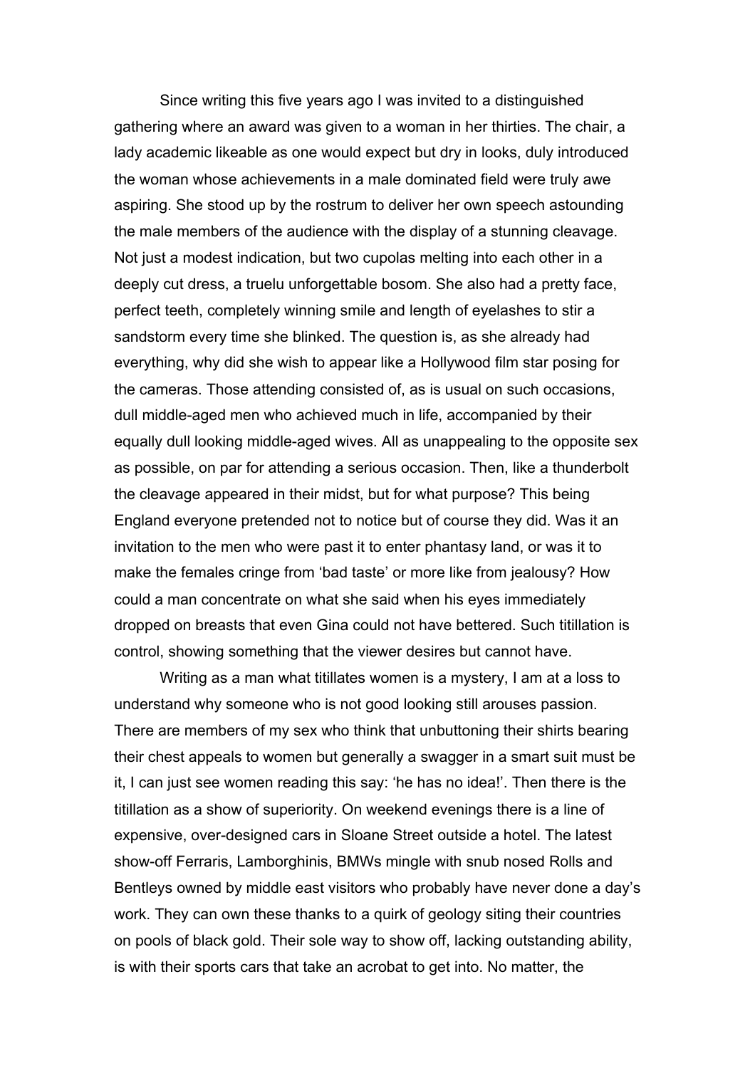Since writing this five years ago I was invited to a distinguished gathering where an award was given to a woman in her thirties. The chair, a lady academic likeable as one would expect but dry in looks, duly introduced the woman whose achievements in a male dominated field were truly awe aspiring. She stood up by the rostrum to deliver her own speech astounding the male members of the audience with the display of a stunning cleavage. Not just a modest indication, but two cupolas melting into each other in a deeply cut dress, a truelu unforgettable bosom. She also had a pretty face, perfect teeth, completely winning smile and length of eyelashes to stir a sandstorm every time she blinked. The question is, as she already had everything, why did she wish to appear like a Hollywood film star posing for the cameras. Those attending consisted of, as is usual on such occasions, dull middle-aged men who achieved much in life, accompanied by their equally dull looking middle-aged wives. All as unappealing to the opposite sex as possible, on par for attending a serious occasion. Then, like a thunderbolt the cleavage appeared in their midst, but for what purpose? This being England everyone pretended not to notice but of course they did. Was it an invitation to the men who were past it to enter phantasy land, or was it to make the females cringe from 'bad taste' or more like from jealousy? How could a man concentrate on what she said when his eyes immediately dropped on breasts that even Gina could not have bettered. Such titillation is control, showing something that the viewer desires but cannot have.

Writing as a man what titillates women is a mystery, I am at a loss to understand why someone who is not good looking still arouses passion. There are members of my sex who think that unbuttoning their shirts bearing their chest appeals to women but generally a swagger in a smart suit must be it, I can just see women reading this say: 'he has no idea!'. Then there is the titillation as a show of superiority. On weekend evenings there is a line of expensive, over-designed cars in Sloane Street outside a hotel. The latest show-off Ferraris, Lamborghinis, BMWs mingle with snub nosed Rolls and Bentleys owned by middle east visitors who probably have never done a day's work. They can own these thanks to a quirk of geology siting their countries on pools of black gold. Their sole way to show off, lacking outstanding ability, is with their sports cars that take an acrobat to get into. No matter, the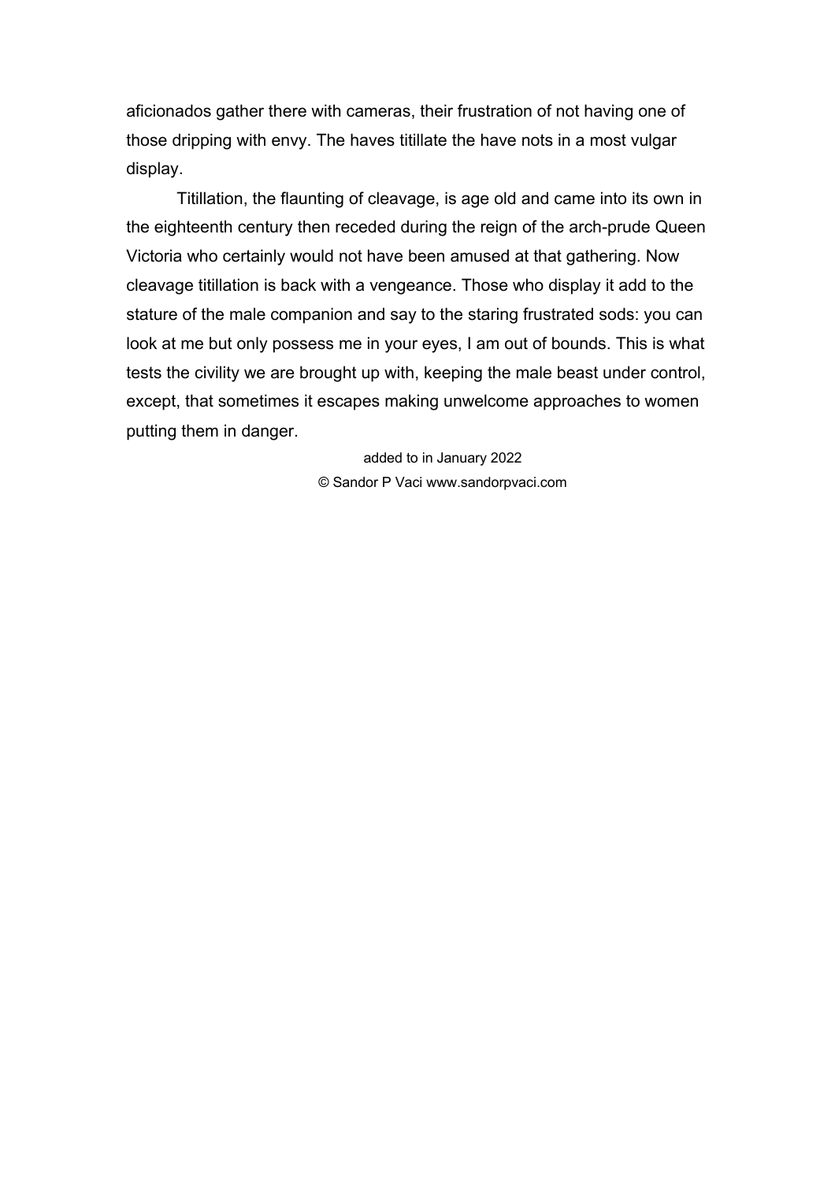aficionados gather there with cameras, their frustration of not having one of those dripping with envy. The haves titillate the have nots in a most vulgar display.

Titillation, the flaunting of cleavage, is age old and came into its own in the eighteenth century then receded during the reign of the arch-prude Queen Victoria who certainly would not have been amused at that gathering. Now cleavage titillation is back with a vengeance. Those who display it add to the stature of the male companion and say to the staring frustrated sods: you can look at me but only possess me in your eyes, I am out of bounds. This is what tests the civility we are brought up with, keeping the male beast under control, except, that sometimes it escapes making unwelcome approaches to women putting them in danger.

added to in January 2022

© Sandor P Vaci www.sandorpvaci.com